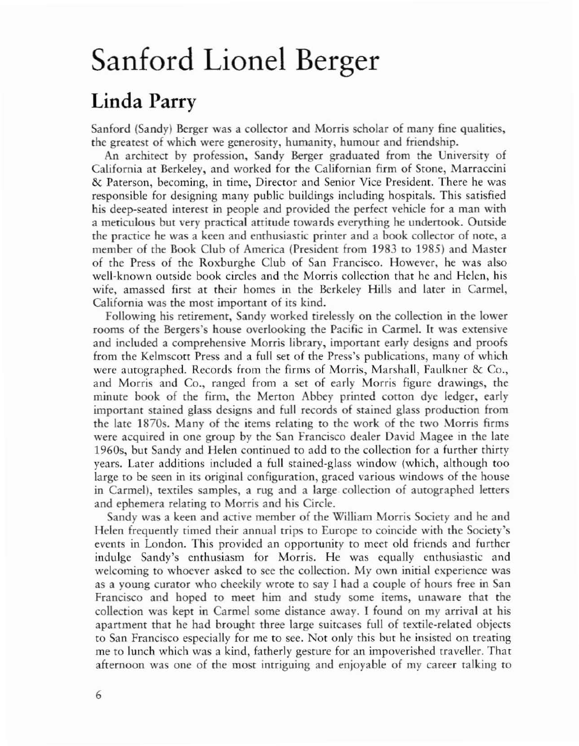# Sanford Lionel Berger

## Linda Parry

Sanford (Sandy) Berger was a collector and Morris scholar of many fine qualities, the greatest of which were generosity, humanity, humour and friendship.

An architect by profession, Sandy Berger graduated from the University of California at Berkeley, and worked for the Californian firm of Stone, Marraccini & Paterson, becoming, in time, Director and Senior Vice President. There he was responsible for designing many public buildings including hospitals. This satisfied his deep-seated interest in people and provided the perfect vehicle for a man with a meticulous but very practical attitude towards everything he undertook. Outside the practice he was a keen and enthusiastic printer and a book collector of note, a member of the Book Club of America (President from 1983 to 1985) and Master of the Press of the Roxburghe Club of San Francisco. However, he was also well-known outside book circles and the Morris collection that he and Helen, his wife, amassed first at their homes in the Berkeley Hills and later in Carmel, California was the most important of its kind.

Following his retirement, Sandy worked tirelessly on the collection in the lower rooms of the Bergers's house overlooking the Pacific in Carmel. It was extensive and included a comprehensive Morris library, important early designs and proofs from the Kelmscott Press and a full set of the Press's publications, many of which were autographed. Records from the firms of Morris, Marshall, Faulkner & Co., and Morris and Co., ranged from a set of early Morris figure drawings, the minute book of the firm, the Merton Abbey printed cotton dye ledger, early important stained glass designs and full records of stained glass production from the late 1870s. Many of the items relating to the work of the two Morris firms were acquired in one group by the San Francisco dealer David Magee in the late 1960s, but Sandy and Helen continued to add to the collection for a further thirty years. Later additions included a full stained-glass window (which, although too large to be seen in its original configuration, graced various windows of the house in Carmel), textiles samples, a rug and a large collection of autographed letters and ephemera relating to Morris and his Circle.

Sandy was a keen and active member of the William Morris Society and he and Helen frequently timed their annual trips to Europe to coincide with the Society's events in London. This provided an opportunity to meet old friends and further indulge Sandy's enthusiasm for Morris. He was equally enthusiastic and welcoming to whoever asked to see the collection. My own initial experience was as a young curator who cheekily wrote to say I had a couple of hours free in San Francisco and hoped to meet him and study some items, unaware that the collection was kept in Carmel some distance away. I found on my arrival at his apartment that he had brought three large suitcases full of textile-related objects to San Francisco especially for me to see. Not only this but he insisted on treating me to lunch which was a kind, fatherly gesture for an impoverished traveller. That afternoon was one of the most intriguing and enjoyable of my career talking to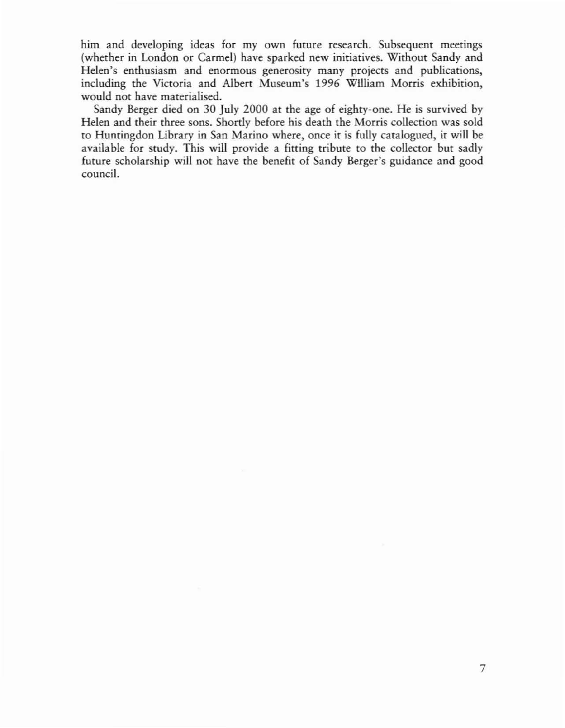him and developing ideas for my own future research. Subsequent meetings (whether in London or Carmel) have sparked new initiatives. Without Sandy and Helen's enthusiasm and enormous generosity many projects and publications, including the Victoria and Albert Museum's 1996 William Morris exhibition, would not have materialised.

Sandy Berger died on 30 July 2000 at the age of eighty-one. He is survived by Helen and their three sons. Shortly before his death the Morris collection was sold to Huntingdon Library in San Marino where, once it is fully catalogued, it will be available for study. This will provide a fitting tribute to the collector but sadly future scholarship will not have the benefit of Sandy Berger's guidance and good council.